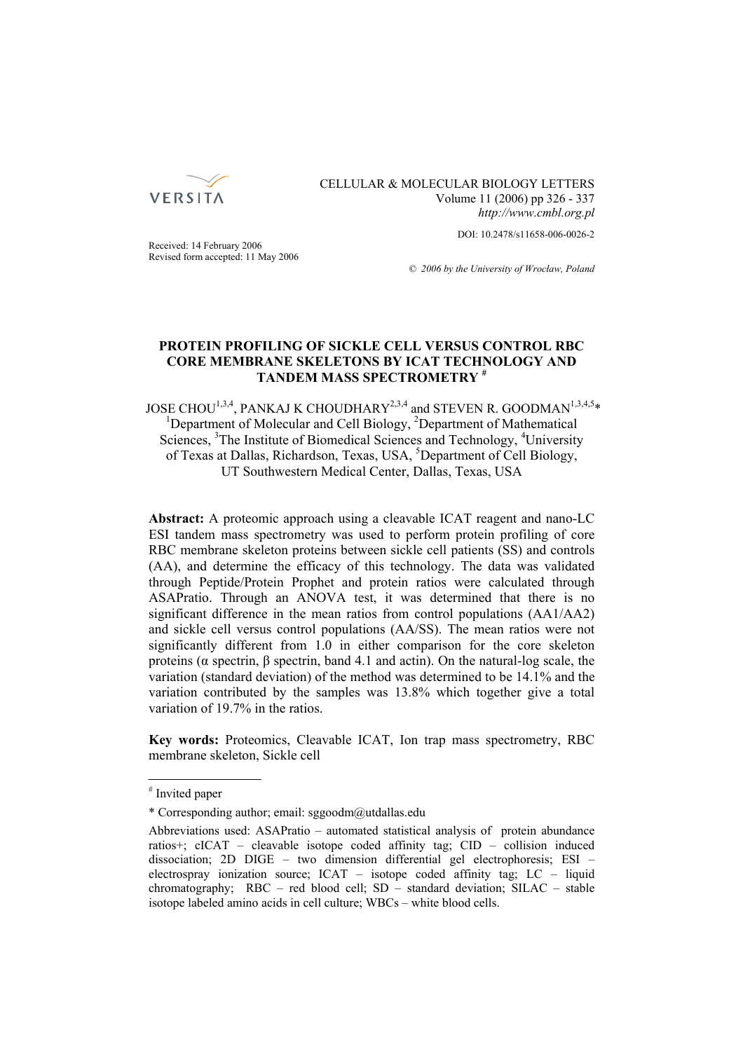CELLULAR & MOLECULAR BIOLOGY LETTERS
Volume 11 (2006) pp 326 - 337
*http://www.cmbl.org.pl*

DOI: 10.2478/s11658-006-0026-2

Received: 14 February 2006
Revised form accepted: 11 May 2006

*© 2006 by the University of Wrocław, Poland*

# PROTEIN PROFILING OF SICKLE CELL VERSUS CONTROL RBC CORE MEMBRANE SKELETONS BY ICAT TECHNOLOGY AND TANDEM MASS SPECTROMETRY [#]

JOSE CHOU[1,3,4], PANKAJ K CHOUDHARY[2,3,4] and STEVEN R. GOODMAN[1,3,4,5]*
[1]Department of Molecular and Cell Biology, [2]Department of Mathematical Sciences, [3]The Institute of Biomedical Sciences and Technology, [4]University of Texas at Dallas, Richardson, Texas, USA, [5]Department of Cell Biology, UT Southwestern Medical Center, Dallas, Texas, USA

**Abstract:** A proteomic approach using a cleavable ICAT reagent and nano-LC ESI tandem mass spectrometry was used to perform protein profiling of core RBC membrane skeleton proteins between sickle cell patients (SS) and controls (AA), and determine the efficacy of this technology. The data was validated through Peptide/Protein Prophet and protein ratios were calculated through ASAPratio. Through an ANOVA test, it was determined that there is no significant difference in the mean ratios from control populations (AA1/AA2) and sickle cell versus control populations (AA/SS). The mean ratios were not significantly different from 1.0 in either comparison for the core skeleton proteins (α spectrin, β spectrin, band 4.1 and actin). On the natural-log scale, the variation (standard deviation) of the method was determined to be 14.1% and the variation contributed by the samples was 13.8% which together give a total variation of 19.7% in the ratios.

**Key words:** Proteomics, Cleavable ICAT, Ion trap mass spectrometry, RBC membrane skeleton, Sickle cell

---

[#] Invited paper

* Corresponding author; email: sggoodm@utdallas.edu

Abbreviations used: ASAPratio – automated statistical analysis of protein abundance ratios+; cICAT – cleavable isotope coded affinity tag; CID – collision induced dissociation; 2D DIGE – two dimension differential gel electrophoresis; ESI – electrospray ionization source; ICAT – isotope coded affinity tag; LC – liquid chromatography; RBC – red blood cell; SD – standard deviation; SILAC – stable isotope labeled amino acids in cell culture; WBCs – white blood cells.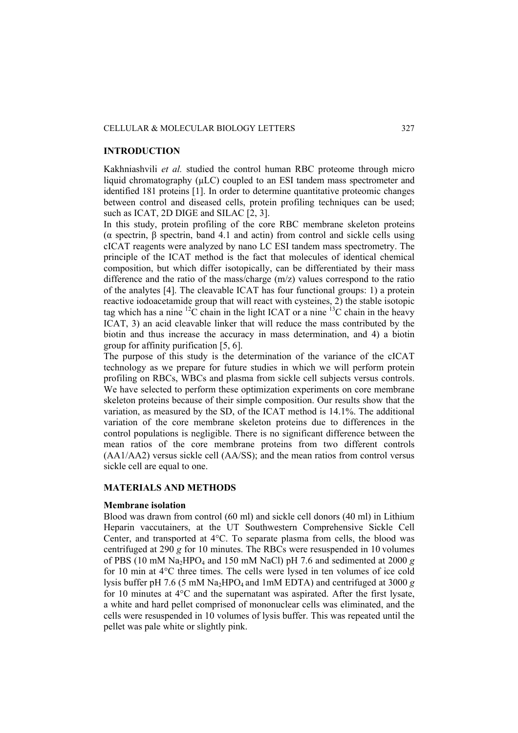## INTRODUCTION

Kakhniashvili *et al.* studied the control human RBC proteome through micro liquid chromatography (μLC) coupled to an ESI tandem mass spectrometer and identified 181 proteins [1]. In order to determine quantitative proteomic changes between control and diseased cells, protein profiling techniques can be used; such as ICAT, 2D DIGE and SILAC [2, 3].

In this study, protein profiling of the core RBC membrane skeleton proteins (α spectrin, β spectrin, band 4.1 and actin) from control and sickle cells using cICAT reagents were analyzed by nano LC ESI tandem mass spectrometry. The principle of the ICAT method is the fact that molecules of identical chemical composition, but which differ isotopically, can be differentiated by their mass difference and the ratio of the mass/charge (m/z) values correspond to the ratio of the analytes [4]. The cleavable ICAT has four functional groups: 1) a protein reactive iodoacetamide group that will react with cysteines, 2) the stable isotopic tag which has a nine $^{12}C$ chain in the light ICAT or a nine $^{13}C$ chain in the heavy ICAT, 3) an acid cleavable linker that will reduce the mass contributed by the biotin and thus increase the accuracy in mass determination, and 4) a biotin group for affinity purification [5, 6].

The purpose of this study is the determination of the variance of the cICAT technology as we prepare for future studies in which we will perform protein profiling on RBCs, WBCs and plasma from sickle cell subjects versus controls. We have selected to perform these optimization experiments on core membrane skeleton proteins because of their simple composition. Our results show that the variation, as measured by the SD, of the ICAT method is 14.1%. The additional variation of the core membrane skeleton proteins due to differences in the control populations is negligible. There is no significant difference between the mean ratios of the core membrane proteins from two different controls (AA1/AA2) versus sickle cell (AA/SS); and the mean ratios from control versus sickle cell are equal to one.

## MATERIALS AND METHODS

### Membrane isolation

Blood was drawn from control (60 ml) and sickle cell donors (40 ml) in Lithium Heparin vaccutainers, at the UT Southwestern Comprehensive Sickle Cell Center, and transported at 4°C. To separate plasma from cells, the blood was centrifuged at 290 *g* for 10 minutes. The RBCs were resuspended in 10 volumes of PBS (10 mM $Na_2HPO_4$ and 150 mM NaCl) pH 7.6 and sedimented at 2000 *g* for 10 min at 4°C three times. The cells were lysed in ten volumes of ice cold lysis buffer pH 7.6 (5 mM $Na_2HPO_4$ and 1mM EDTA) and centrifuged at 3000 *g* for 10 minutes at 4°C and the supernatant was aspirated. After the first lysate, a white and hard pellet comprised of mononuclear cells was eliminated, and the cells were resuspended in 10 volumes of lysis buffer. This was repeated until the pellet was pale white or slightly pink.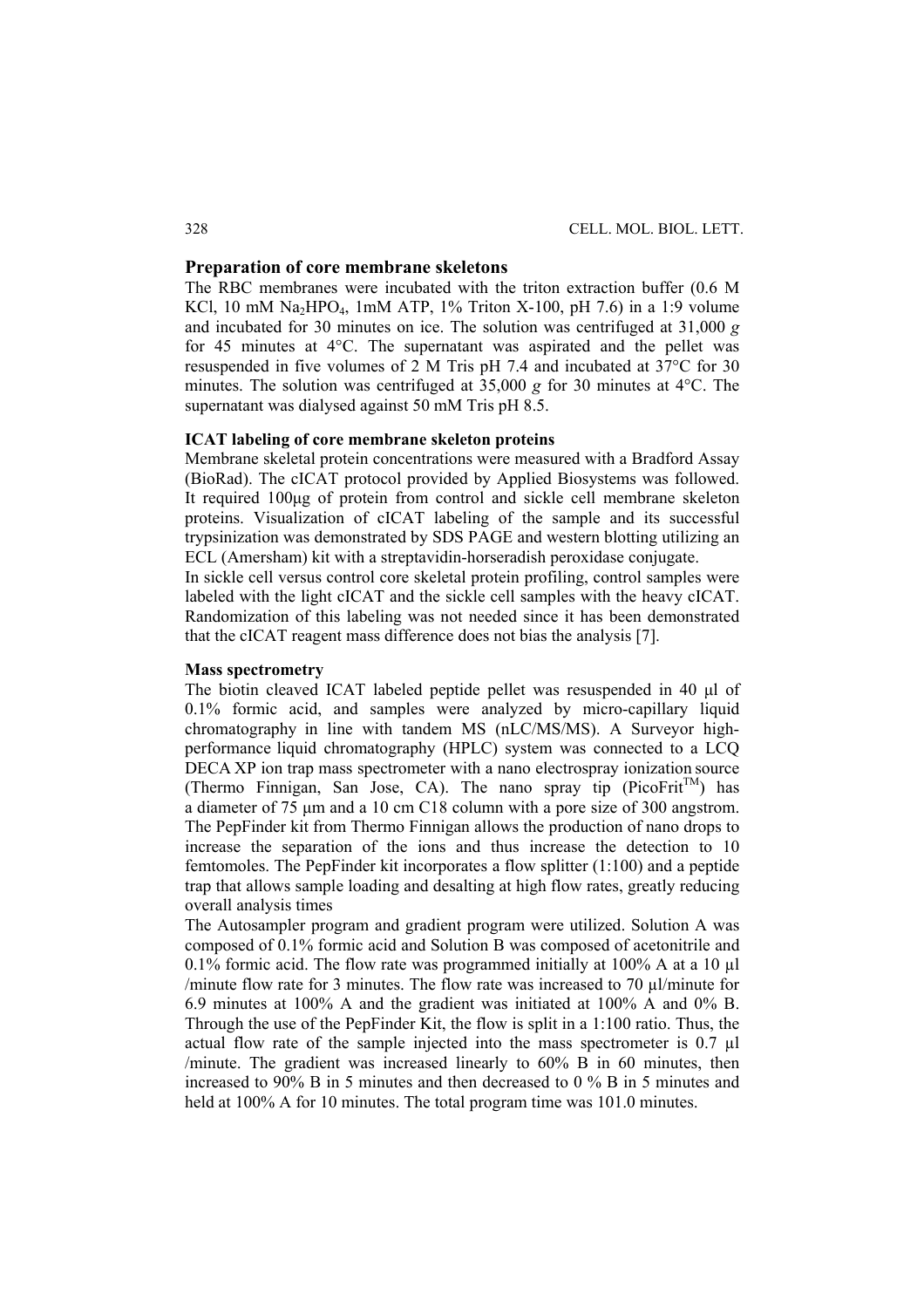## Preparation of core membrane skeletons

The RBC membranes were incubated with the triton extraction buffer (0.6 M KCl, 10 mM $Na_2HPO_4$, 1mM ATP, 1% Triton X-100, pH 7.6) in a 1:9 volume and incubated for 30 minutes on ice. The solution was centrifuged at 31,000 *g* for 45 minutes at 4°C. The supernatant was aspirated and the pellet was resuspended in five volumes of 2 M Tris pH 7.4 and incubated at 37°C for 30 minutes. The solution was centrifuged at 35,000 *g* for 30 minutes at 4°C. The supernatant was dialysed against 50 mM Tris pH 8.5.

### ICAT labeling of core membrane skeleton proteins

Membrane skeletal protein concentrations were measured with a Bradford Assay (BioRad). The cICAT protocol provided by Applied Biosystems was followed. It required 100µg of protein from control and sickle cell membrane skeleton proteins. Visualization of cICAT labeling of the sample and its successful trypsinization was demonstrated by SDS PAGE and western blotting utilizing an ECL (Amersham) kit with a streptavidin-horseradish peroxidase conjugate.

In sickle cell versus control core skeletal protein profiling, control samples were labeled with the light cICAT and the sickle cell samples with the heavy cICAT. Randomization of this labeling was not needed since it has been demonstrated that the cICAT reagent mass difference does not bias the analysis [7].

### Mass spectrometry

The biotin cleaved ICAT labeled peptide pellet was resuspended in 40 µl of 0.1% formic acid, and samples were analyzed by micro-capillary liquid chromatography in line with tandem MS (nLC/MS/MS). A Surveyor high-performance liquid chromatography (HPLC) system was connected to a LCQ DECA XP ion trap mass spectrometer with a nano electrospray ionization source (Thermo Finnigan, San Jose, CA). The nano spray tip (PicoFrit™) has a diameter of 75 µm and a 10 cm C18 column with a pore size of 300 angstrom. The PepFinder kit from Thermo Finnigan allows the production of nano drops to increase the separation of the ions and thus increase the detection to 10 femtomoles. The PepFinder kit incorporates a flow splitter (1:100) and a peptide trap that allows sample loading and desalting at high flow rates, greatly reducing overall analysis times

The Autosampler program and gradient program were utilized. Solution A was composed of 0.1% formic acid and Solution B was composed of acetonitrile and 0.1% formic acid. The flow rate was programmed initially at 100% A at a 10 µl /minute flow rate for 3 minutes. The flow rate was increased to 70 µl/minute for 6.9 minutes at 100% A and the gradient was initiated at 100% A and 0% B. Through the use of the PepFinder Kit, the flow is split in a 1:100 ratio. Thus, the actual flow rate of the sample injected into the mass spectrometer is 0.7 µl /minute. The gradient was increased linearly to 60% B in 60 minutes, then increased to 90% B in 5 minutes and then decreased to 0 % B in 5 minutes and held at 100% A for 10 minutes. The total program time was 101.0 minutes.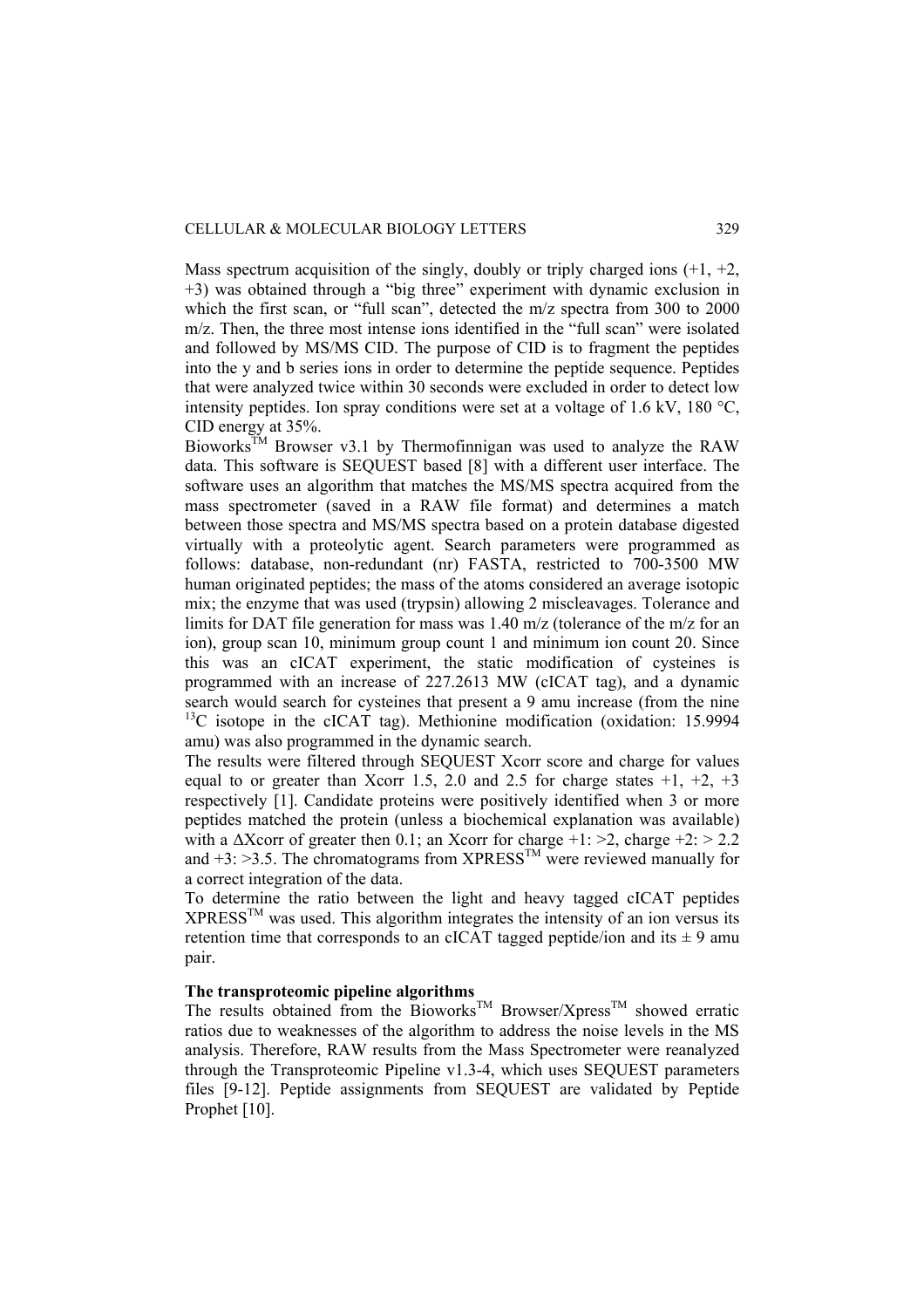Mass spectrum acquisition of the singly, doubly or triply charged ions (+1, +2, +3) was obtained through a "big three" experiment with dynamic exclusion in which the first scan, or "full scan", detected the m/z spectra from 300 to 2000 m/z. Then, the three most intense ions identified in the "full scan" were isolated and followed by MS/MS CID. The purpose of CID is to fragment the peptides into the y and b series ions in order to determine the peptide sequence. Peptides that were analyzed twice within 30 seconds were excluded in order to detect low intensity peptides. Ion spray conditions were set at a voltage of 1.6 kV, 180 °C, CID energy at 35%.

Bioworks™ Browser v3.1 by Thermofinnigan was used to analyze the RAW data. This software is SEQUEST based [8] with a different user interface. The software uses an algorithm that matches the MS/MS spectra acquired from the mass spectrometer (saved in a RAW file format) and determines a match between those spectra and MS/MS spectra based on a protein database digested virtually with a proteolytic agent. Search parameters were programmed as follows: database, non-redundant (nr) FASTA, restricted to 700-3500 MW human originated peptides; the mass of the atoms considered an average isotopic mix; the enzyme that was used (trypsin) allowing 2 miscleavages. Tolerance and limits for DAT file generation for mass was 1.40 m/z (tolerance of the m/z for an ion), group scan 10, minimum group count 1 and minimum ion count 20. Since this was an cICAT experiment, the static modification of cysteines is programmed with an increase of 227.2613 MW (cICAT tag), and a dynamic search would search for cysteines that present a 9 amu increase (from the nine $^{13}C$ isotope in the cICAT tag). Methionine modification (oxidation: 15.9994 amu) was also programmed in the dynamic search.

The results were filtered through SEQUEST Xcorr score and charge for values equal to or greater than Xcorr 1.5, 2.0 and 2.5 for charge states +1, +2, +3 respectively [1]. Candidate proteins were positively identified when 3 or more peptides matched the protein (unless a biochemical explanation was available) with a $\Delta$Xcorr of greater then 0.1; an Xcorr for charge +1: >2, charge +2: > 2.2 and +3: >3.5. The chromatograms from XPRESS™ were reviewed manually for a correct integration of the data.

To determine the ratio between the light and heavy tagged cICAT peptides XPRESS™ was used. This algorithm integrates the intensity of an ion versus its retention time that corresponds to an cICAT tagged peptide/ion and its ± 9 amu pair.

**The transproteomic pipeline algorithms**

The results obtained from the Bioworks™ Browser/Xpress™ showed erratic ratios due to weaknesses of the algorithm to address the noise levels in the MS analysis. Therefore, RAW results from the Mass Spectrometer were reanalyzed through the Transproteomic Pipeline v1.3-4, which uses SEQUEST parameters files [9-12]. Peptide assignments from SEQUEST are validated by Peptide Prophet [10].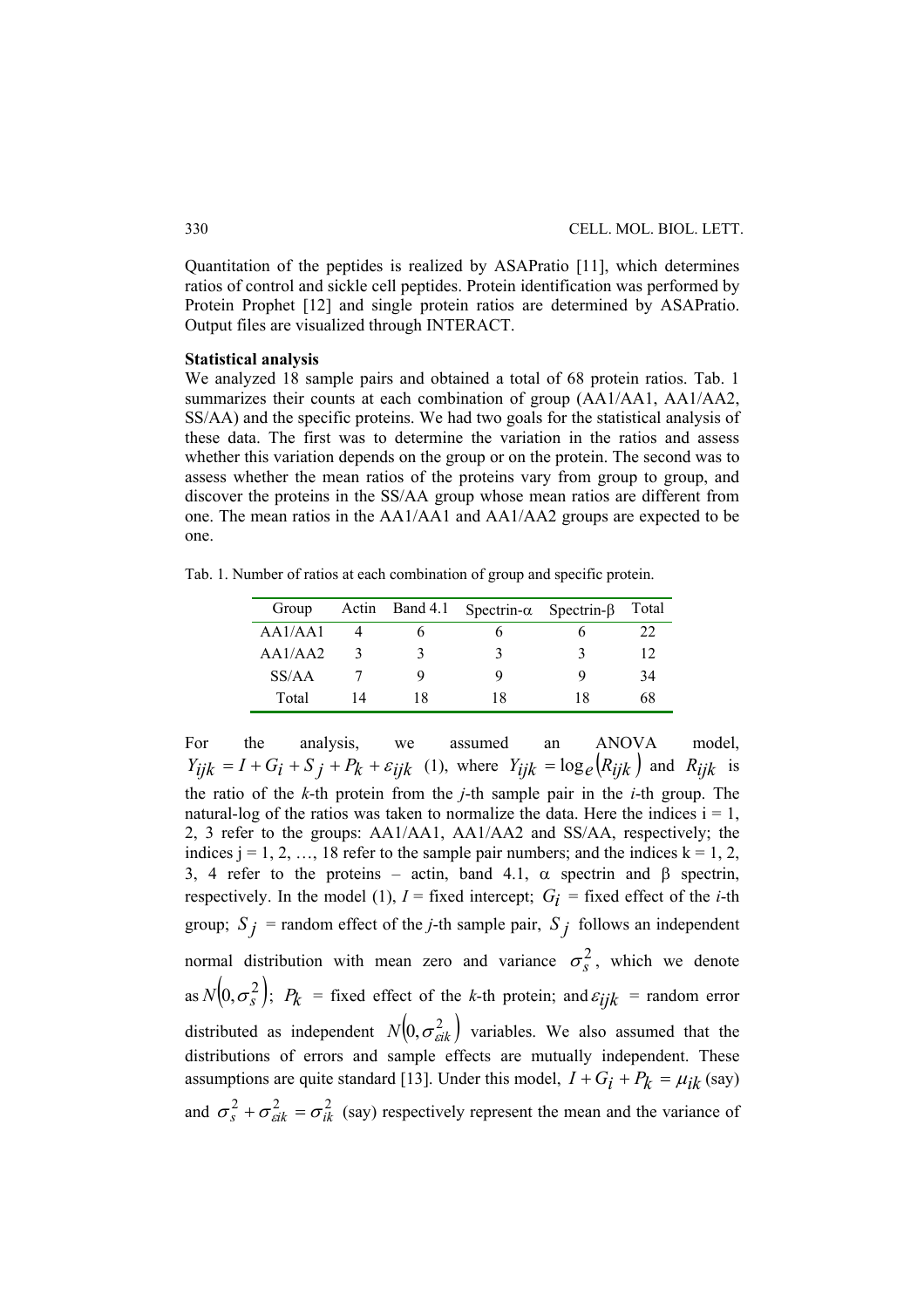Quantitation of the peptides is realized by ASAPratio [11], which determines ratios of control and sickle cell peptides. Protein identification was performed by Protein Prophet [12] and single protein ratios are determined by ASAPratio. Output files are visualized through INTERACT.

**Statistical analysis**

We analyzed 18 sample pairs and obtained a total of 68 protein ratios. Tab. 1 summarizes their counts at each combination of group (AA1/AA1, AA1/AA2, SS/AA) and the specific proteins. We had two goals for the statistical analysis of these data. The first was to determine the variation in the ratios and assess whether this variation depends on the group or on the protein. The second was to assess whether the mean ratios of the proteins vary from group to group, and discover the proteins in the SS/AA group whose mean ratios are different from one. The mean ratios in the AA1/AA1 and AA1/AA2 groups are expected to be one.

Tab. 1. Number of ratios at each combination of group and specific protein.

| Group | Actin | Band 4.1 | Spectrin-α | Spectrin-β | Total |
|---|---|---|---|---|---|
| AA1/AA1 | 4 | 6 | 6 | 6 | 22 |
| AA1/AA2 | 3 | 3 | 3 | 3 | 12 |
| SS/AA | 7 | 9 | 9 | 9 | 34 |
| Total | 14 | 18 | 18 | 18 | 68 |

For the analysis, we assumed an ANOVA model, $Y_{ijk} = I + G_i + S_j + P_k + \varepsilon_{ijk}$ (1), where $Y_{ijk} = \log_e(R_{ijk})$ and $R_{ijk}$ is the ratio of the $k$-th protein from the $j$-th sample pair in the $i$-th group. The natural-log of the ratios was taken to normalize the data. Here the indices i = 1, 2, 3 refer to the groups: AA1/AA1, AA1/AA2 and SS/AA, respectively; the indices j = 1, 2, …, 18 refer to the sample pair numbers; and the indices k = 1, 2, 3, 4 refer to the proteins – actin, band 4.1, α spectrin and β spectrin, respectively. In the model (1), $I$ = fixed intercept; $G_i$ = fixed effect of the $i$-th group; $S_j$ = random effect of the $j$-th sample pair, $S_j$ follows an independent normal distribution with mean zero and variance $\sigma_s^2$, which we denote as $N(0, \sigma_s^2)$; $P_k$ = fixed effect of the $k$-th protein; and $\varepsilon_{ijk}$ = random error distributed as independent $N(0, \sigma_{\varepsilon ik}^2)$ variables. We also assumed that the distributions of errors and sample effects are mutually independent. These assumptions are quite standard [13]. Under this model, $I + G_i + P_k = \mu_{ik}$ (say) and $\sigma_s^2 + \sigma_{\varepsilon ik}^2 = \sigma_{ik}^2$ (say) respectively represent the mean and the variance of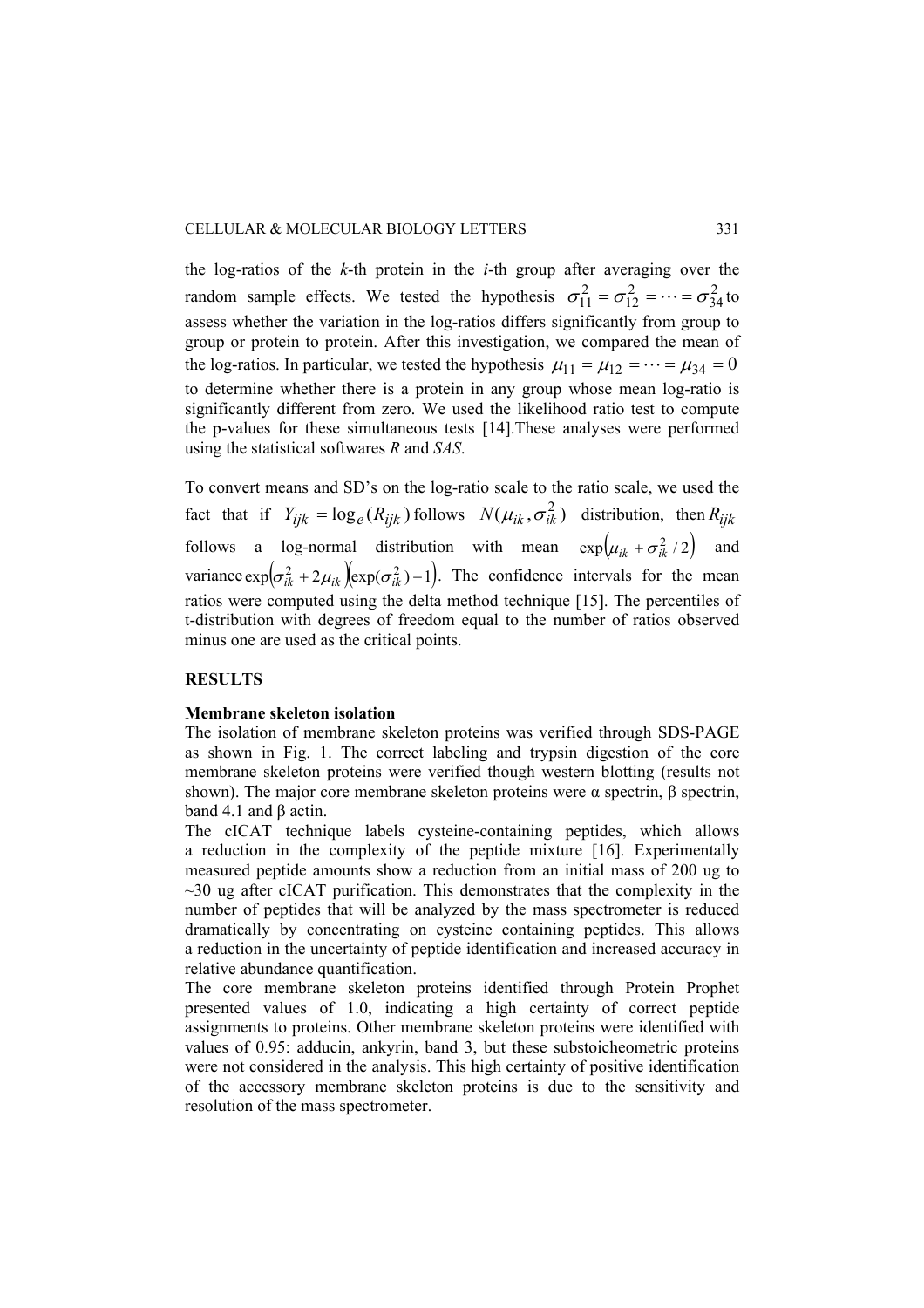the log-ratios of the *k*-th protein in the *i*-th group after averaging over the random sample effects. We tested the hypothesis $\sigma_{11}^2 = \sigma_{12}^2 = \cdots = \sigma_{34}^2$ to assess whether the variation in the log-ratios differs significantly from group to group or protein to protein. After this investigation, we compared the mean of the log-ratios. In particular, we tested the hypothesis $\mu_{11} = \mu_{12} = \cdots = \mu_{34} = 0$ to determine whether there is a protein in any group whose mean log-ratio is significantly different from zero. We used the likelihood ratio test to compute the p-values for these simultaneous tests [14].These analyses were performed using the statistical softwares *R* and *SAS*.

To convert means and SD's on the log-ratio scale to the ratio scale, we used the fact that if $Y_{ijk} = \log_e(R_{ijk})$ follows $N(\mu_{ik}, \sigma_{ik}^2)$ distribution, then $R_{ijk}$ follows a log-normal distribution with mean $\exp\left(\mu_{ik} + \sigma_{ik}^2/2\right)$ and variance $\exp\left(\sigma_{ik}^2 + 2\mu_{ik}\right)\left(\exp(\sigma_{ik}^2) - 1\right)$. The confidence intervals for the mean ratios were computed using the delta method technique [15]. The percentiles of t-distribution with degrees of freedom equal to the number of ratios observed minus one are used as the critical points.

## RESULTS

### Membrane skeleton isolation

The isolation of membrane skeleton proteins was verified through SDS-PAGE as shown in Fig. 1. The correct labeling and trypsin digestion of the core membrane skeleton proteins were verified though western blotting (results not shown). The major core membrane skeleton proteins were α spectrin, β spectrin, band 4.1 and β actin.

The cICAT technique labels cysteine-containing peptides, which allows a reduction in the complexity of the peptide mixture [16]. Experimentally measured peptide amounts show a reduction from an initial mass of 200 ug to ~30 ug after cICAT purification. This demonstrates that the complexity in the number of peptides that will be analyzed by the mass spectrometer is reduced dramatically by concentrating on cysteine containing peptides. This allows a reduction in the uncertainty of peptide identification and increased accuracy in relative abundance quantification.

The core membrane skeleton proteins identified through Protein Prophet presented values of 1.0, indicating a high certainty of correct peptide assignments to proteins. Other membrane skeleton proteins were identified with values of 0.95: adducin, ankyrin, band 3, but these substoicheometric proteins were not considered in the analysis. This high certainty of positive identification of the accessory membrane skeleton proteins is due to the sensitivity and resolution of the mass spectrometer.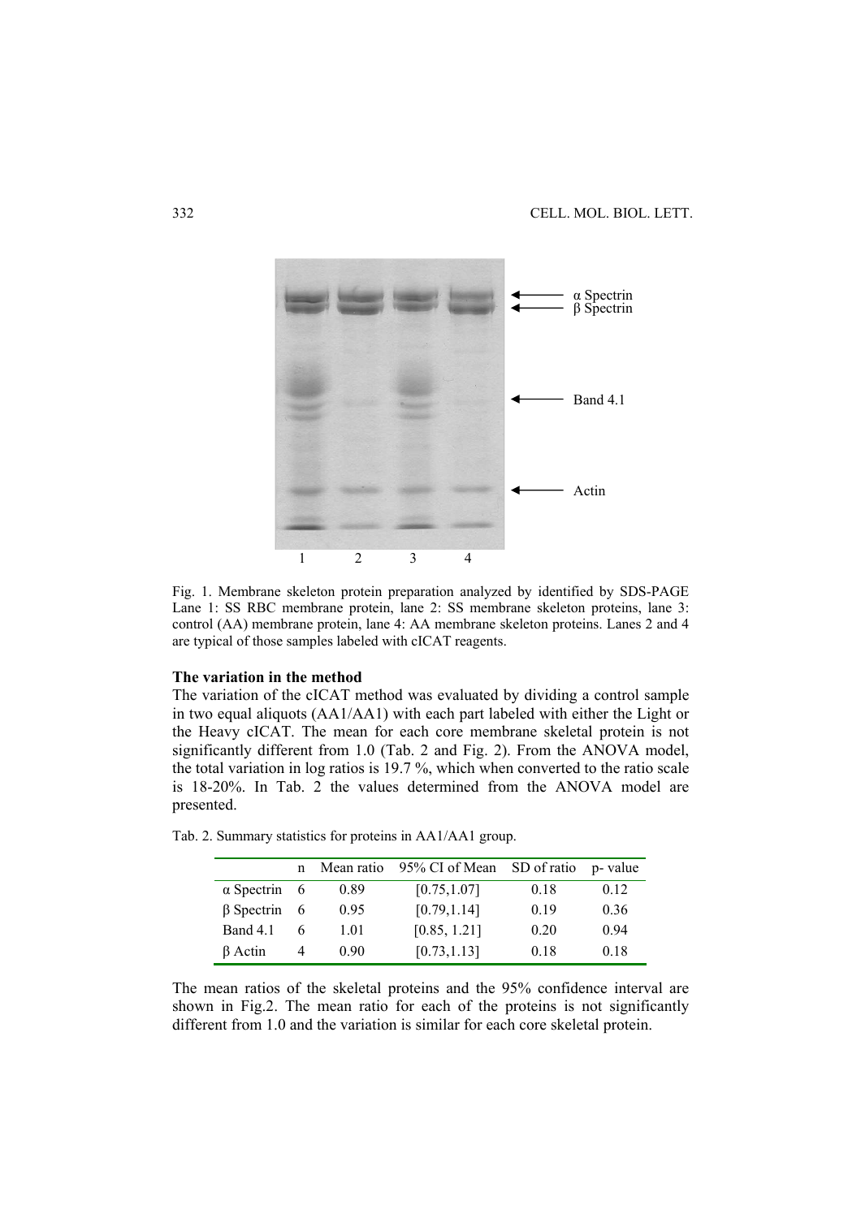Fig. 1. Membrane skeleton protein preparation analyzed by identified by SDS-PAGE Lane 1: SS RBC membrane protein, lane 2: SS membrane skeleton proteins, lane 3: control (AA) membrane protein, lane 4: AA membrane skeleton proteins. Lanes 2 and 4 are typical of those samples labeled with cICAT reagents.

**The variation in the method**

The variation of the cICAT method was evaluated by dividing a control sample in two equal aliquots (AA1/AA1) with each part labeled with either the Light or the Heavy cICAT. The mean for each core membrane skeletal protein is not significantly different from 1.0 (Tab. 2 and Fig. 2). From the ANOVA model, the total variation in log ratios is 19.7 %, which when converted to the ratio scale is 18-20%. In Tab. 2 the values determined from the ANOVA model are presented.

Tab. 2. Summary statistics for proteins in AA1/AA1 group.

| | n | Mean ratio | 95% CI of Mean | SD of ratio | p- value |
|---|---|---|---|---|---|
| α Spectrin | 6 | 0.89 | [0.75,1.07] | 0.18 | 0.12 |
| β Spectrin | 6 | 0.95 | [0.79,1.14] | 0.19 | 0.36 |
| Band 4.1 | 6 | 1.01 | [0.85, 1.21] | 0.20 | 0.94 |
| β Actin | 4 | 0.90 | [0.73,1.13] | 0.18 | 0.18 |

The mean ratios of the skeletal proteins and the 95% confidence interval are shown in Fig.2. The mean ratio for each of the proteins is not significantly different from 1.0 and the variation is similar for each core skeletal protein.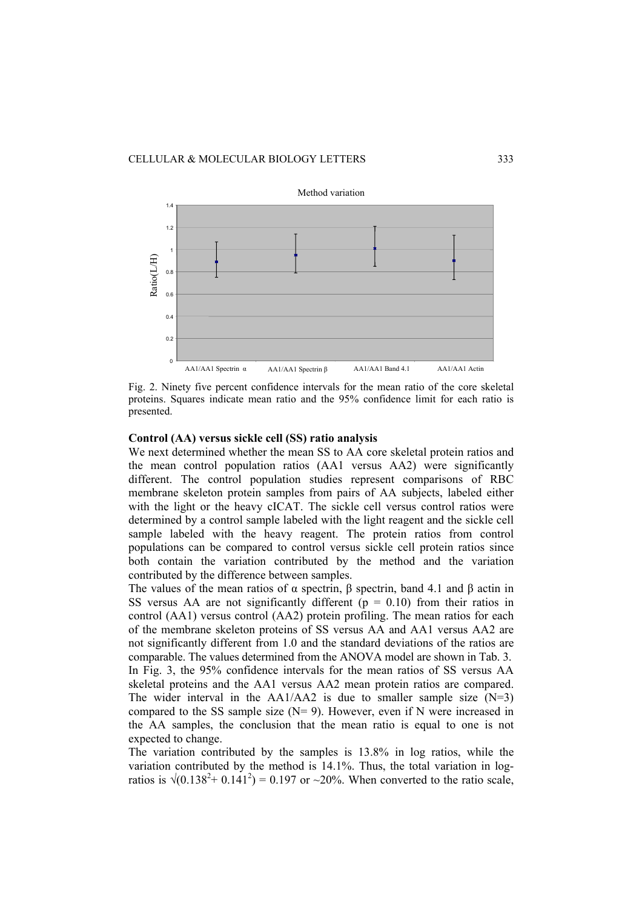Fig. 2. Ninety five percent confidence intervals for the mean ratio of the core skeletal proteins. Squares indicate mean ratio and the 95% confidence limit for each ratio is presented.

### Control (AA) versus sickle cell (SS) ratio analysis

We next determined whether the mean SS to AA core skeletal protein ratios and the mean control population ratios (AA1 versus AA2) were significantly different. The control population studies represent comparisons of RBC membrane skeleton protein samples from pairs of AA subjects, labeled either with the light or the heavy cICAT. The sickle cell versus control ratios were determined by a control sample labeled with the light reagent and the sickle cell sample labeled with the heavy reagent. The protein ratios from control populations can be compared to control versus sickle cell protein ratios since both contain the variation contributed by the method and the variation contributed by the difference between samples.

The values of the mean ratios of α spectrin, β spectrin, band 4.1 and β actin in SS versus AA are not significantly different ($p = 0.10$) from their ratios in control (AA1) versus control (AA2) protein profiling. The mean ratios for each of the membrane skeleton proteins of SS versus AA and AA1 versus AA2 are not significantly different from 1.0 and the standard deviations of the ratios are comparable. The values determined from the ANOVA model are shown in Tab. 3.

In Fig. 3, the 95% confidence intervals for the mean ratios of SS versus AA skeletal proteins and the AA1 versus AA2 mean protein ratios are compared. The wider interval in the AA1/AA2 is due to smaller sample size (N=3) compared to the SS sample size (N= 9). However, even if N were increased in the AA samples, the conclusion that the mean ratio is equal to one is not expected to change.

The variation contributed by the samples is 13.8% in log ratios, while the variation contributed by the method is 14.1%. Thus, the total variation in log-ratios is $\sqrt{(0.138^2 + 0.141^2)} = 0.197$ or ~20%. When converted to the ratio scale,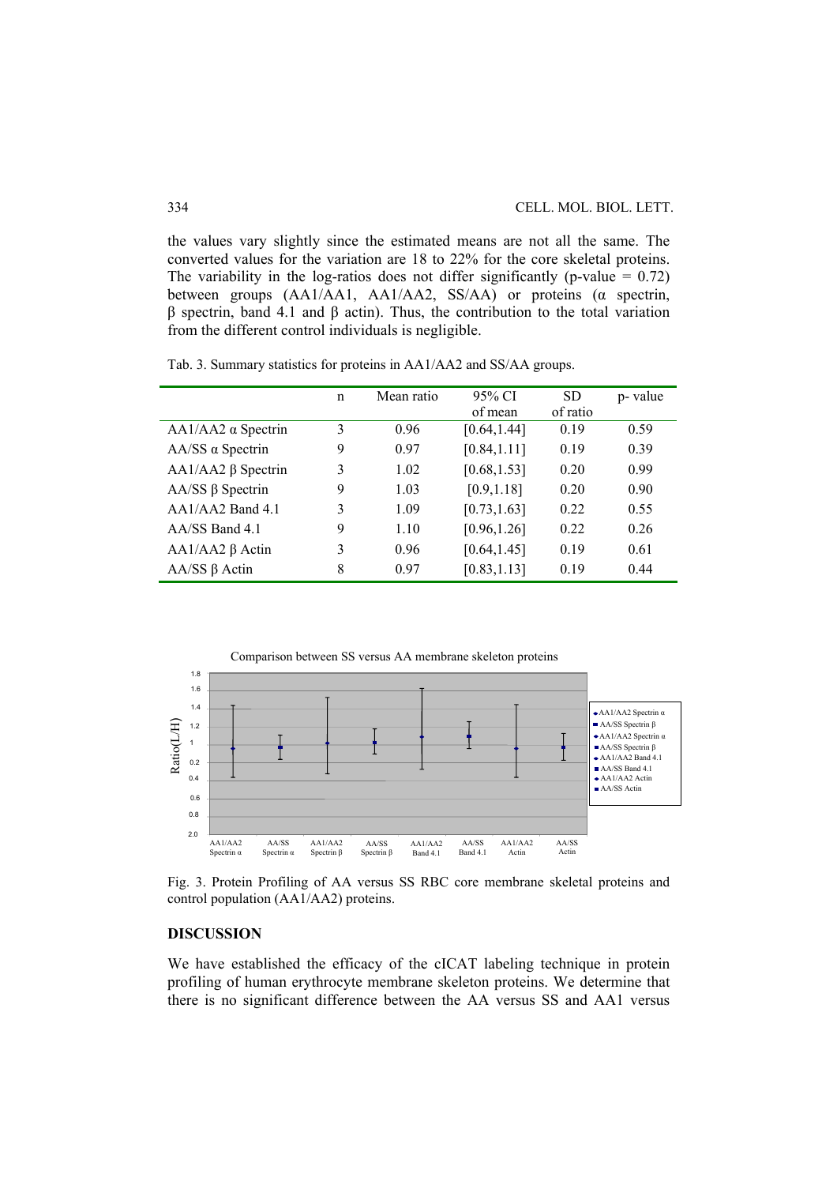the values vary slightly since the estimated means are not all the same. The converted values for the variation are 18 to 22% for the core skeletal proteins. The variability in the log-ratios does not differ significantly (p-value = 0.72) between groups (AA1/AA1, AA1/AA2, SS/AA) or proteins (α spectrin, β spectrin, band 4.1 and β actin). Thus, the contribution to the total variation from the different control individuals is negligible.

Tab. 3. Summary statistics for proteins in AA1/AA2 and SS/AA groups.

| | n | Mean ratio | 95% CI of mean | SD of ratio | p- value |
|---|---|---|---|---|---|
| AA1/AA2 α Spectrin | 3 | 0.96 | [0.64,1.44] | 0.19 | 0.59 |
| AA/SS α Spectrin | 9 | 0.97 | [0.84,1.11] | 0.19 | 0.39 |
| AA1/AA2 β Spectrin | 3 | 1.02 | [0.68,1.53] | 0.20 | 0.99 |
| AA/SS β Spectrin | 9 | 1.03 | [0.9,1.18] | 0.20 | 0.90 |
| AA1/AA2 Band 4.1 | 3 | 1.09 | [0.73,1.63] | 0.22 | 0.55 |
| AA/SS Band 4.1 | 9 | 1.10 | [0.96,1.26] | 0.22 | 0.26 |
| AA1/AA2 β Actin | 3 | 0.96 | [0.64,1.45] | 0.19 | 0.61 |
| AA/SS β Actin | 8 | 0.97 | [0.83,1.13] | 0.19 | 0.44 |

Fig. 3. Protein Profiling of AA versus SS RBC core membrane skeletal proteins and control population (AA1/AA2) proteins.

## DISCUSSION

We have established the efficacy of the cICAT labeling technique in protein profiling of human erythrocyte membrane skeleton proteins. We determine that there is no significant difference between the AA versus SS and AA1 versus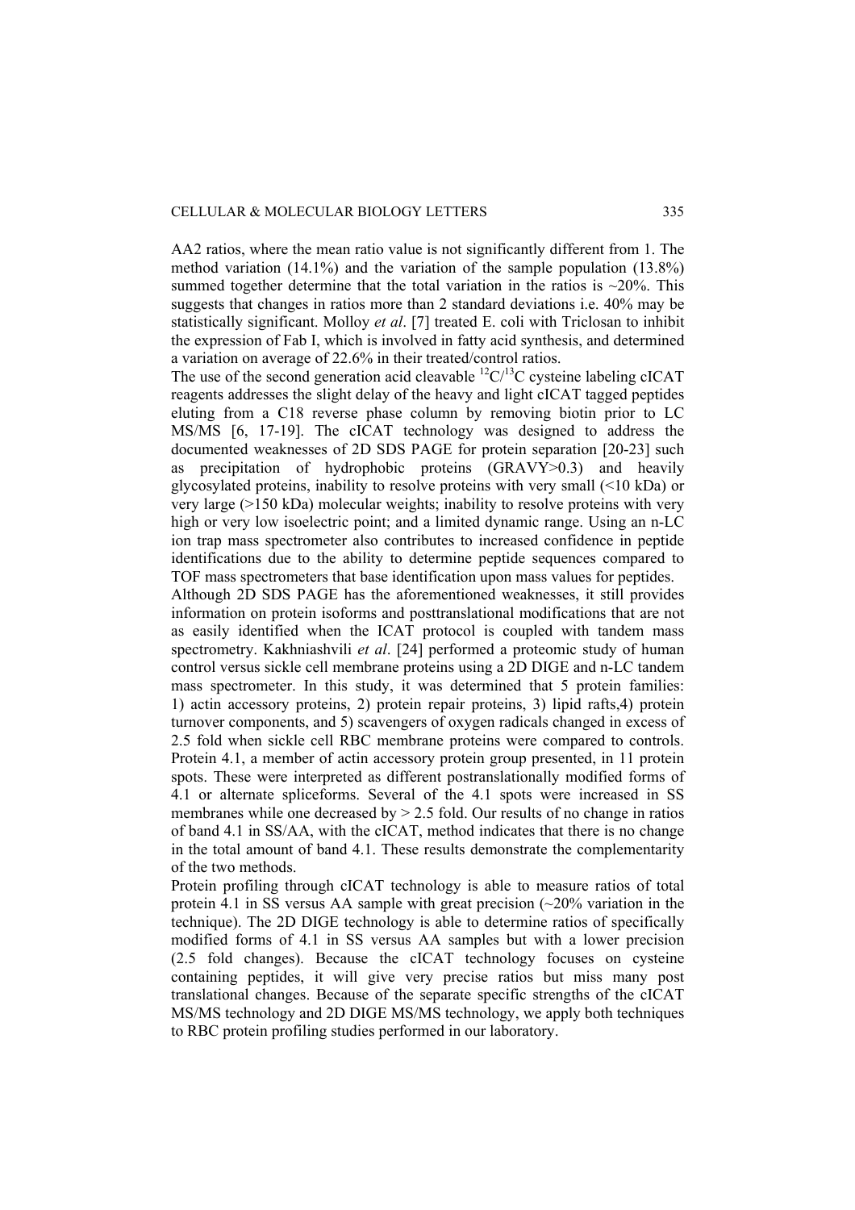AA2 ratios, where the mean ratio value is not significantly different from 1. The method variation (14.1%) and the variation of the sample population (13.8%) summed together determine that the total variation in the ratios is ~20%. This suggests that changes in ratios more than 2 standard deviations i.e. 40% may be statistically significant. Molloy *et al*. [7] treated E. coli with Triclosan to inhibit the expression of Fab I, which is involved in fatty acid synthesis, and determined a variation on average of 22.6% in their treated/control ratios.

The use of the second generation acid cleavable $^{12}C/^{13}C$ cysteine labeling cICAT reagents addresses the slight delay of the heavy and light cICAT tagged peptides eluting from a C18 reverse phase column by removing biotin prior to LC MS/MS [6, 17-19]. The cICAT technology was designed to address the documented weaknesses of 2D SDS PAGE for protein separation [20-23] such as precipitation of hydrophobic proteins (GRAVY>0.3) and heavily glycosylated proteins, inability to resolve proteins with very small (<10 kDa) or very large (>150 kDa) molecular weights; inability to resolve proteins with very high or very low isoelectric point; and a limited dynamic range. Using an n-LC ion trap mass spectrometer also contributes to increased confidence in peptide identifications due to the ability to determine peptide sequences compared to TOF mass spectrometers that base identification upon mass values for peptides.

Although 2D SDS PAGE has the aforementioned weaknesses, it still provides information on protein isoforms and posttranslational modifications that are not as easily identified when the ICAT protocol is coupled with tandem mass spectrometry. Kakhniashvili *et al*. [24] performed a proteomic study of human control versus sickle cell membrane proteins using a 2D DIGE and n-LC tandem mass spectrometer. In this study, it was determined that 5 protein families: 1) actin accessory proteins, 2) protein repair proteins, 3) lipid rafts,4) protein turnover components, and 5) scavengers of oxygen radicals changed in excess of 2.5 fold when sickle cell RBC membrane proteins were compared to controls. Protein 4.1, a member of actin accessory protein group presented, in 11 protein spots. These were interpreted as different postranslationally modified forms of 4.1 or alternate spliceforms. Several of the 4.1 spots were increased in SS membranes while one decreased by > 2.5 fold. Our results of no change in ratios of band 4.1 in SS/AA, with the cICAT, method indicates that there is no change in the total amount of band 4.1. These results demonstrate the complementarity of the two methods.

Protein profiling through cICAT technology is able to measure ratios of total protein 4.1 in SS versus AA sample with great precision (~20% variation in the technique). The 2D DIGE technology is able to determine ratios of specifically modified forms of 4.1 in SS versus AA samples but with a lower precision (2.5 fold changes). Because the cICAT technology focuses on cysteine containing peptides, it will give very precise ratios but miss many post translational changes. Because of the separate specific strengths of the cICAT MS/MS technology and 2D DIGE MS/MS technology, we apply both techniques to RBC protein profiling studies performed in our laboratory.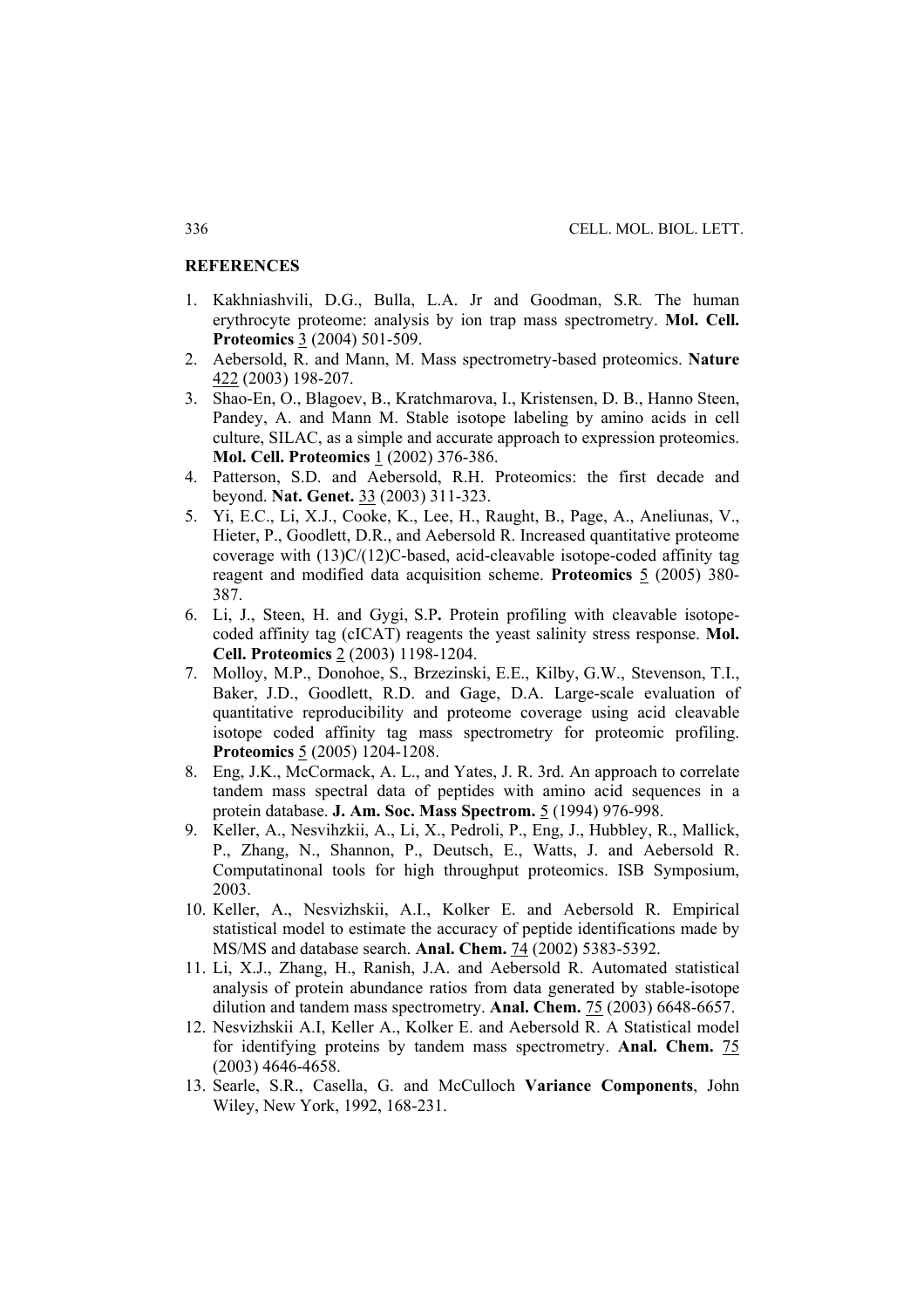## REFERENCES

1. Kakhniashvili, D.G., Bulla, L.A. Jr and Goodman, S.R. The human erythrocyte proteome: analysis by ion trap mass spectrometry. **Mol. Cell. Proteomics** 3 (2004) 501-509.
2. Aebersold, R. and Mann, M. Mass spectrometry-based proteomics. **Nature** 422 (2003) 198-207.
3. Shao-En, O., Blagoev, B., Kratchmarova, I., Kristensen, D. B., Hanno Steen, Pandey, A. and Mann M. Stable isotope labeling by amino acids in cell culture, SILAC, as a simple and accurate approach to expression proteomics. **Mol. Cell. Proteomics** 1 (2002) 376-386.
4. Patterson, S.D. and Aebersold, R.H. Proteomics: the first decade and beyond. **Nat. Genet.** 33 (2003) 311-323.
5. Yi, E.C., Li, X.J., Cooke, K., Lee, H., Raught, B., Page, A., Aneliunas, V., Hieter, P., Goodlett, D.R., and Aebersold R. Increased quantitative proteome coverage with (13)C/(12)C-based, acid-cleavable isotope-coded affinity tag reagent and modified data acquisition scheme. **Proteomics** 5 (2005) 380-387.
6. Li, J., Steen, H. and Gygi, S.P**.** Protein profiling with cleavable isotope-coded affinity tag (cICAT) reagents the yeast salinity stress response. **Mol. Cell. Proteomics** 2 (2003) 1198-1204.
7. Molloy, M.P., Donohoe, S., Brzezinski, E.E., Kilby, G.W., Stevenson, T.I., Baker, J.D., Goodlett, R.D. and Gage, D.A. Large-scale evaluation of quantitative reproducibility and proteome coverage using acid cleavable isotope coded affinity tag mass spectrometry for proteomic profiling. **Proteomics** 5 (2005) 1204-1208.
8. Eng, J.K., McCormack, A. L., and Yates, J. R. 3rd. An approach to correlate tandem mass spectral data of peptides with amino acid sequences in a protein database. **J. Am. Soc. Mass Spectrom.** 5 (1994) 976-998.
9. Keller, A., Nesvihzkii, A., Li, X., Pedroli, P., Eng, J., Hubbley, R., Mallick, P., Zhang, N., Shannon, P., Deutsch, E., Watts, J. and Aebersold R. Computatinonal tools for high throughput proteomics. ISB Symposium, 2003.
10. Keller, A., Nesvizhskii, A.I., Kolker E. and Aebersold R. Empirical statistical model to estimate the accuracy of peptide identifications made by MS/MS and database search. **Anal. Chem.** 74 (2002) 5383-5392.
11. Li, X.J., Zhang, H., Ranish, J.A. and Aebersold R. Automated statistical analysis of protein abundance ratios from data generated by stable-isotope dilution and tandem mass spectrometry. **Anal. Chem.** 75 (2003) 6648-6657.
12. Nesvizhskii A.I, Keller A., Kolker E. and Aebersold R. A Statistical model for identifying proteins by tandem mass spectrometry. **Anal. Chem.** 75 (2003) 4646-4658.
13. Searle, S.R., Casella, G. and McCulloch **Variance Components**, John Wiley, New York, 1992, 168-231.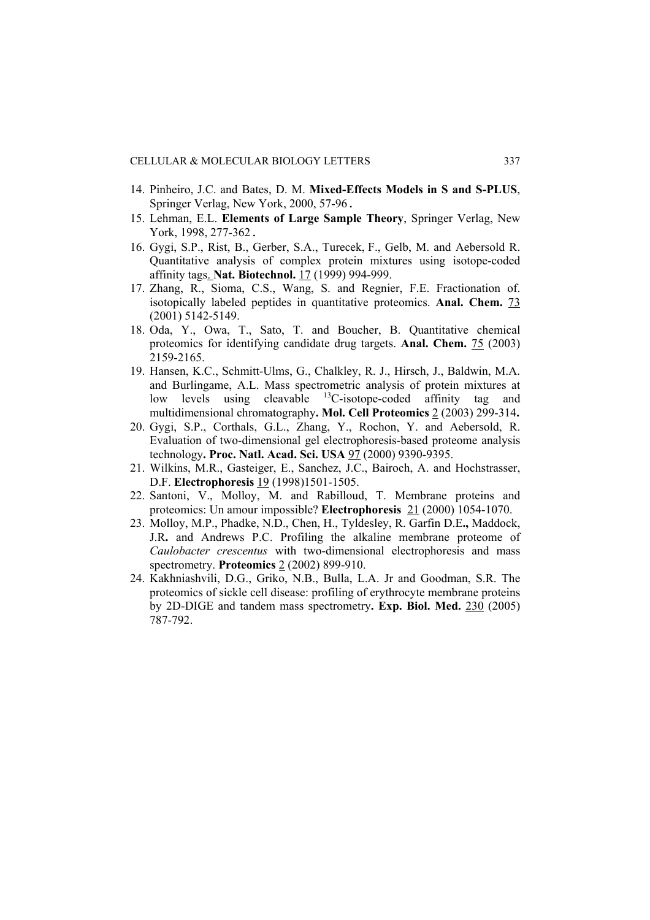14. Pinheiro, J.C. and Bates, D. M. **Mixed-Effects Models in S and S-PLUS**, Springer Verlag, New York, 2000, 57-96 **.**
15. Lehman, E.L. **Elements of Large Sample Theory**, Springer Verlag, New York, 1998, 277-362 **.**
16. Gygi, S.P., Rist, B., Gerber, S.A., Turecek, F., Gelb, M. and Aebersold R. Quantitative analysis of complex protein mixtures using isotope-coded affinity tags. **Nat. Biotechnol.** 17 (1999) 994-999.
17. Zhang, R., Sioma, C.S., Wang, S. and Regnier, F.E. Fractionation of. isotopically labeled peptides in quantitative proteomics. **Anal. Chem.** 73 (2001) 5142-5149.
18. Oda, Y., Owa, T., Sato, T. and Boucher, B. Quantitative chemical proteomics for identifying candidate drug targets. **Anal. Chem.** 75 (2003) 2159-2165.
19. Hansen, K.C., Schmitt-Ulms, G., Chalkley, R. J., Hirsch, J., Baldwin, M.A. and Burlingame, A.L. Mass spectrometric analysis of protein mixtures at low levels using cleavable $^{13}$C-isotope-coded affinity tag and multidimensional chromatography**. Mol. Cell Proteomics** 2 (2003) 299-314**.**
20. Gygi, S.P., Corthals, G.L., Zhang, Y., Rochon, Y. and Aebersold, R. Evaluation of two-dimensional gel electrophoresis-based proteome analysis technology**. Proc. Natl. Acad. Sci. USA** 97 (2000) 9390-9395.
21. Wilkins, M.R., Gasteiger, E., Sanchez, J.C., Bairoch, A. and Hochstrasser, D.F. **Electrophoresis** 19 (1998)1501-1505.
22. Santoni, V., Molloy, M. and Rabilloud, T. Membrane proteins and proteomics: Un amour impossible? **Electrophoresis** 21 (2000) 1054-1070.
23. Molloy, M.P., Phadke, N.D., Chen, H., Tyldesley, R. Garfin D.E**.,** Maddock, J.R**.** and Andrews P.C. Profiling the alkaline membrane proteome of *Caulobacter crescentus* with two-dimensional electrophoresis and mass spectrometry. **Proteomics** 2 (2002) 899-910.
24. Kakhniashvili, D.G., Griko, N.B., Bulla, L.A. Jr and Goodman, S.R. The proteomics of sickle cell disease: profiling of erythrocyte membrane proteins by 2D-DIGE and tandem mass spectrometry**. Exp. Biol. Med.** 230 (2005) 787-792.